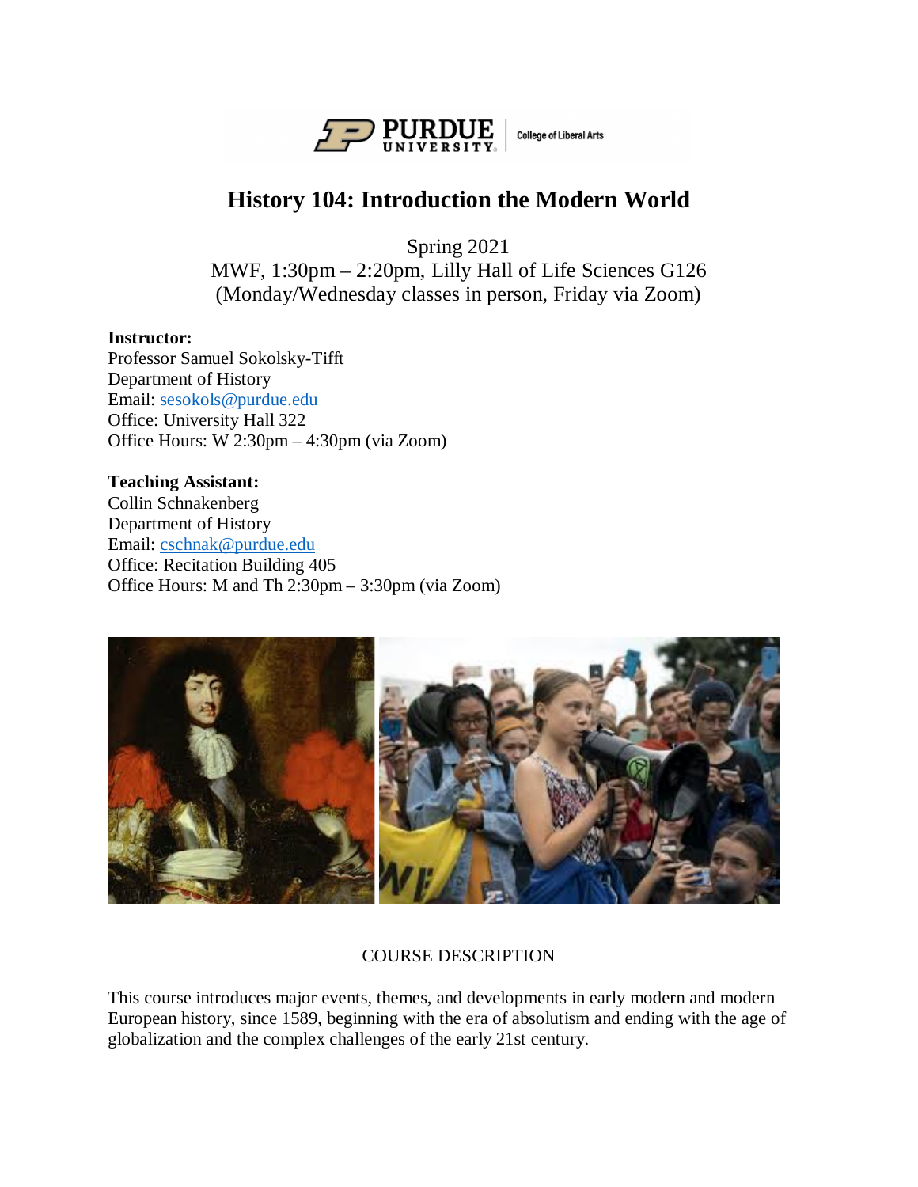# History 104: Introduction the Modern World

Spring 2021
MWF, 1:30pm – 2:20pm, Lilly Hall of Life Sciences G126
(Monday/Wednesday classes in person, Friday via Zoom)

**Instructor:**
Professor Samuel Sokolsky-Tifft
Department of History
Email: sesokols@purdue.edu
Office: University Hall 322
Office Hours: W 2:30pm – 4:30pm (via Zoom)

**Teaching Assistant:**
Collin Schnakenberg
Department of History
Email: cschnak@purdue.edu
Office: Recitation Building 405
Office Hours: M and Th 2:30pm – 3:30pm (via Zoom)

## COURSE DESCRIPTION

This course introduces major events, themes, and developments in early modern and modern European history, since 1589, beginning with the era of absolutism and ending with the age of globalization and the complex challenges of the early 21st century.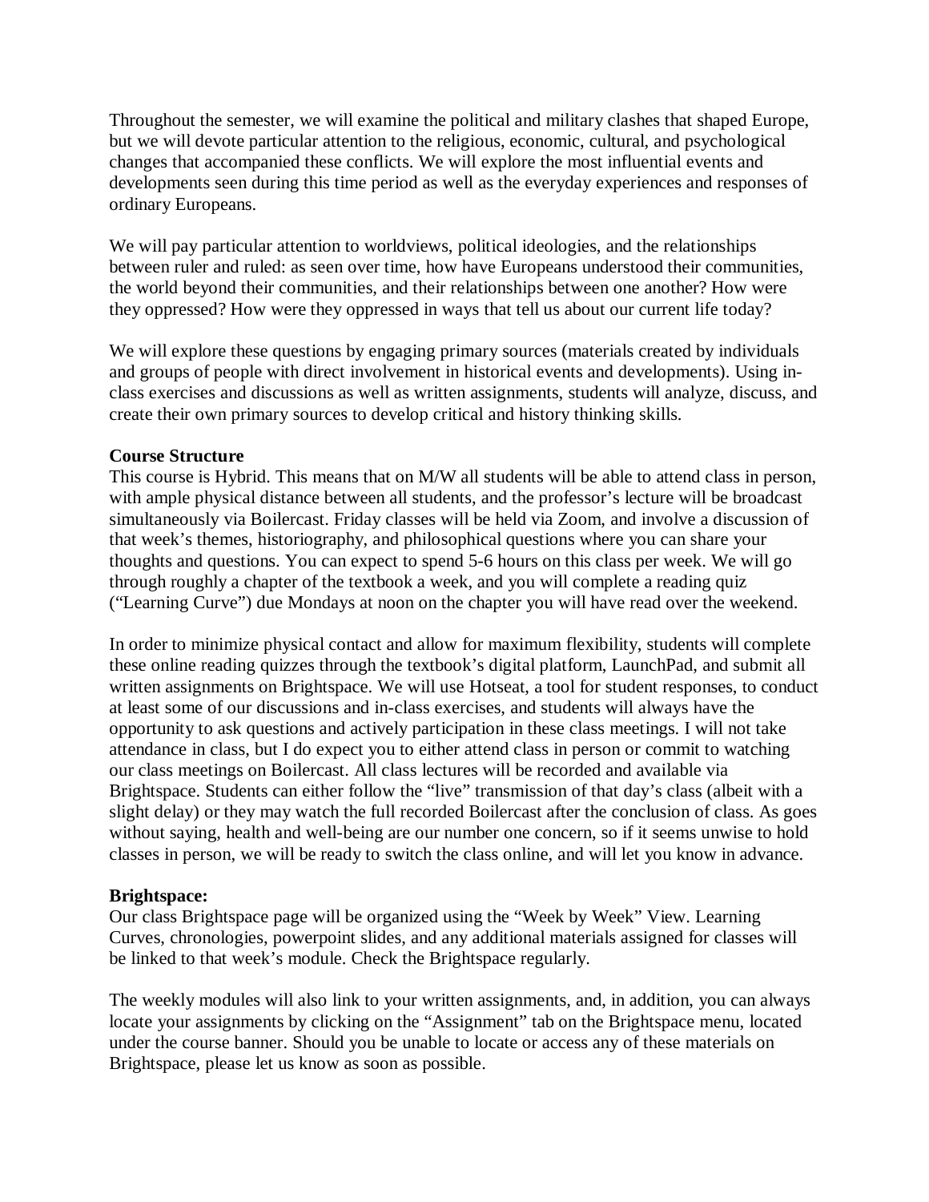Throughout the semester, we will examine the political and military clashes that shaped Europe, but we will devote particular attention to the religious, economic, cultural, and psychological changes that accompanied these conflicts. We will explore the most influential events and developments seen during this time period as well as the everyday experiences and responses of ordinary Europeans.

We will pay particular attention to worldviews, political ideologies, and the relationships between ruler and ruled: as seen over time, how have Europeans understood their communities, the world beyond their communities, and their relationships between one another? How were they oppressed? How were they oppressed in ways that tell us about our current life today?

We will explore these questions by engaging primary sources (materials created by individuals and groups of people with direct involvement in historical events and developments). Using in-class exercises and discussions as well as written assignments, students will analyze, discuss, and create their own primary sources to develop critical and history thinking skills.

**Course Structure**

This course is Hybrid. This means that on M/W all students will be able to attend class in person, with ample physical distance between all students, and the professor's lecture will be broadcast simultaneously via Boilercast. Friday classes will be held via Zoom, and involve a discussion of that week's themes, historiography, and philosophical questions where you can share your thoughts and questions. You can expect to spend 5-6 hours on this class per week. We will go through roughly a chapter of the textbook a week, and you will complete a reading quiz ("Learning Curve") due Mondays at noon on the chapter you will have read over the weekend.

In order to minimize physical contact and allow for maximum flexibility, students will complete these online reading quizzes through the textbook's digital platform, LaunchPad, and submit all written assignments on Brightspace. We will use Hotseat, a tool for student responses, to conduct at least some of our discussions and in-class exercises, and students will always have the opportunity to ask questions and actively participation in these class meetings. I will not take attendance in class, but I do expect you to either attend class in person or commit to watching our class meetings on Boilercast. All class lectures will be recorded and available via Brightspace. Students can either follow the "live" transmission of that day's class (albeit with a slight delay) or they may watch the full recorded Boilercast after the conclusion of class. As goes without saying, health and well-being are our number one concern, so if it seems unwise to hold classes in person, we will be ready to switch the class online, and will let you know in advance.

**Brightspace:**

Our class Brightspace page will be organized using the "Week by Week" View. Learning Curves, chronologies, powerpoint slides, and any additional materials assigned for classes will be linked to that week's module. Check the Brightspace regularly.

The weekly modules will also link to your written assignments, and, in addition, you can always locate your assignments by clicking on the "Assignment" tab on the Brightspace menu, located under the course banner. Should you be unable to locate or access any of these materials on Brightspace, please let us know as soon as possible.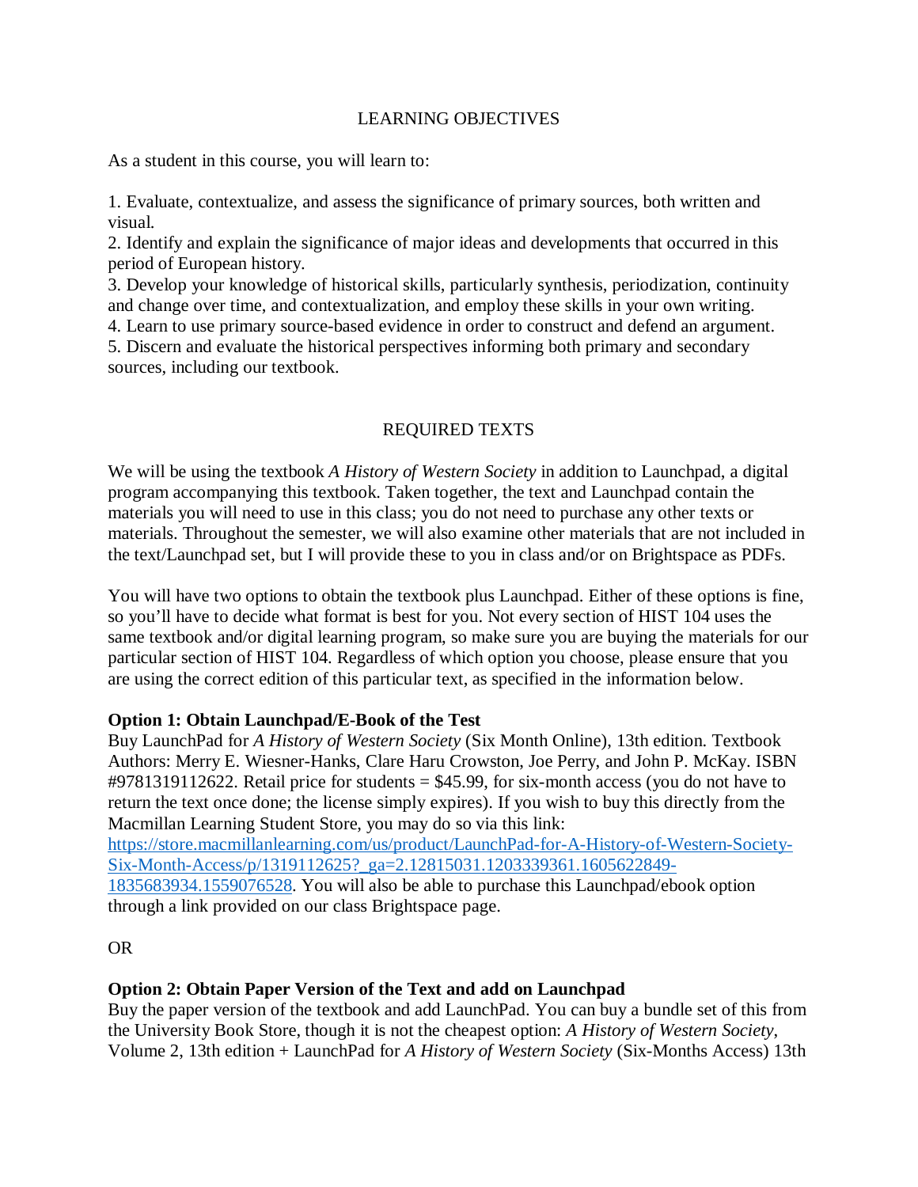## LEARNING OBJECTIVES

As a student in this course, you will learn to:

1. Evaluate, contextualize, and assess the significance of primary sources, both written and visual.
2. Identify and explain the significance of major ideas and developments that occurred in this period of European history.
3. Develop your knowledge of historical skills, particularly synthesis, periodization, continuity and change over time, and contextualization, and employ these skills in your own writing.
4. Learn to use primary source-based evidence in order to construct and defend an argument.
5. Discern and evaluate the historical perspectives informing both primary and secondary sources, including our textbook.

## REQUIRED TEXTS

We will be using the textbook *A History of Western Society* in addition to Launchpad, a digital program accompanying this textbook. Taken together, the text and Launchpad contain the materials you will need to use in this class; you do not need to purchase any other texts or materials. Throughout the semester, we will also examine other materials that are not included in the text/Launchpad set, but I will provide these to you in class and/or on Brightspace as PDFs.

You will have two options to obtain the textbook plus Launchpad. Either of these options is fine, so you'll have to decide what format is best for you. Not every section of HIST 104 uses the same textbook and/or digital learning program, so make sure you are buying the materials for our particular section of HIST 104. Regardless of which option you choose, please ensure that you are using the correct edition of this particular text, as specified in the information below.

**Option 1: Obtain Launchpad/E-Book of the Test**
Buy LaunchPad for *A History of Western Society* (Six Month Online), 13th edition. Textbook Authors: Merry E. Wiesner-Hanks, Clare Haru Crowston, Joe Perry, and John P. McKay. ISBN #9781319112622. Retail price for students = $45.99, for six-month access (you do not have to return the text once done; the license simply expires). If you wish to buy this directly from the Macmillan Learning Student Store, you may do so via this link: [https://store.macmillanlearning.com/us/product/LaunchPad-for-A-History-of-Western-Society-Six-Month-Access/p/1319112625?_ga=2.12815031.1203339361.1605622849-1835683934.1559076528](https://store.macmillanlearning.com/us/product/LaunchPad-for-A-History-of-Western-Society-Six-Month-Access/p/1319112625?_ga=2.12815031.1203339361.1605622849-1835683934.1559076528). You will also be able to purchase this Launchpad/ebook option through a link provided on our class Brightspace page.

OR

**Option 2: Obtain Paper Version of the Text and add on Launchpad**
Buy the paper version of the textbook and add LaunchPad. You can buy a bundle set of this from the University Book Store, though it is not the cheapest option: *A History of Western Society*, Volume 2, 13th edition + LaunchPad for *A History of Western Society* (Six-Months Access) 13th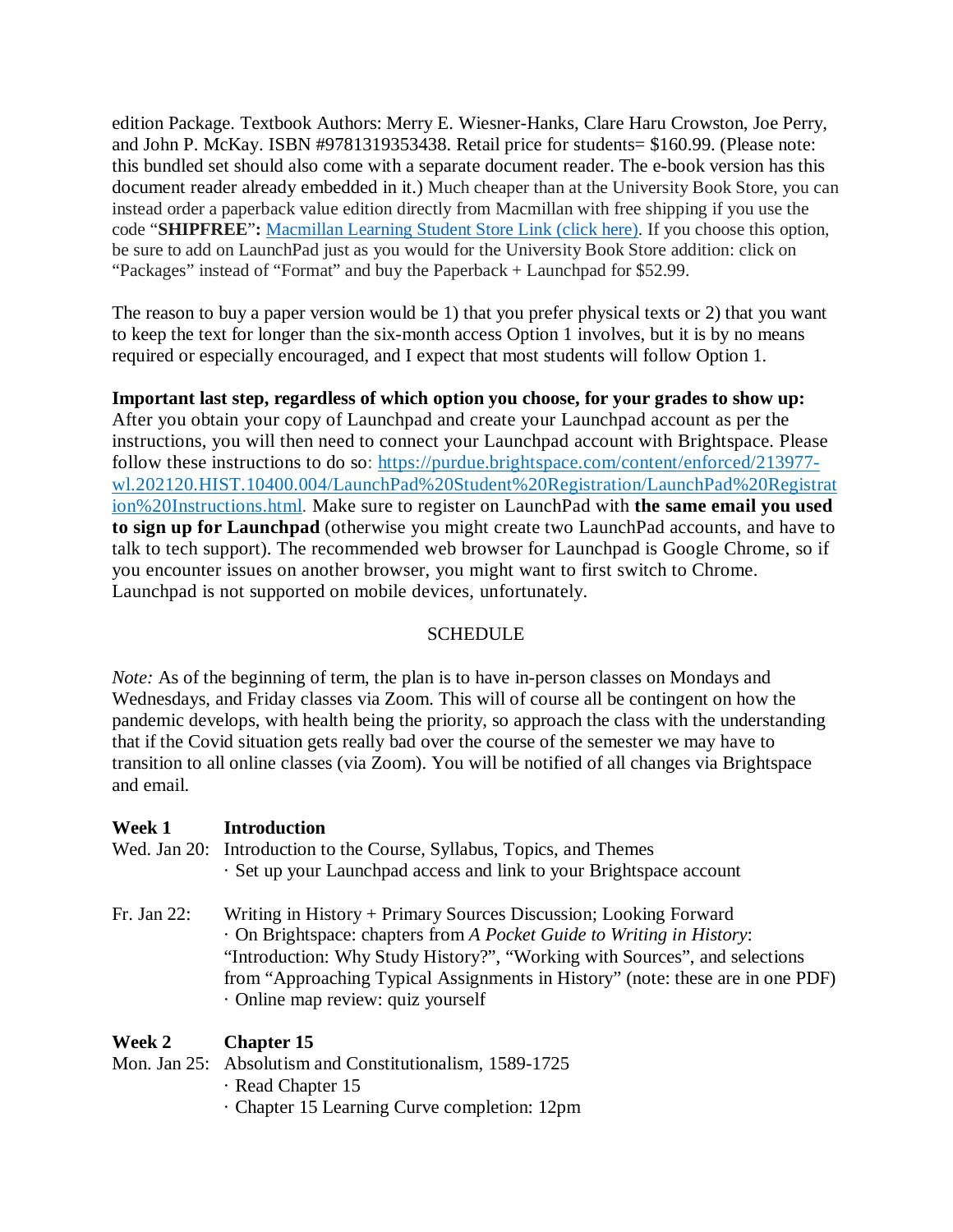edition Package. Textbook Authors: Merry E. Wiesner-Hanks, Clare Haru Crowston, Joe Perry, and John P. McKay. ISBN #9781319353438. Retail price for students= $160.99. (Please note: this bundled set should also come with a separate document reader. The e-book version has this document reader already embedded in it.) Much cheaper than at the University Book Store, you can instead order a paperback value edition directly from Macmillan with free shipping if you use the code "**SHIPFREE**"**:** [Macmillan Learning Student Store Link (click here)](). If you choose this option, be sure to add on LaunchPad just as you would for the University Book Store addition: click on "Packages" instead of "Format" and buy the Paperback + Launchpad for $52.99.

The reason to buy a paper version would be 1) that you prefer physical texts or 2) that you want to keep the text for longer than the six-month access Option 1 involves, but it is by no means required or especially encouraged, and I expect that most students will follow Option 1.

**Important last step, regardless of which option you choose, for your grades to show up:** After you obtain your copy of Launchpad and create your Launchpad account as per the instructions, you will then need to connect your Launchpad account with Brightspace. Please follow these instructions to do so: https://purdue.brightspace.com/content/enforced/213977-wl.202120.HIST.10400.004/LaunchPad%20Student%20Registration/LaunchPad%20Registration%20Instructions.html. Make sure to register on LaunchPad with **the same email you used to sign up for Launchpad** (otherwise you might create two LaunchPad accounts, and have to talk to tech support). The recommended web browser for Launchpad is Google Chrome, so if you encounter issues on another browser, you might want to first switch to Chrome. Launchpad is not supported on mobile devices, unfortunately.

## SCHEDULE

*Note:* As of the beginning of term, the plan is to have in-person classes on Mondays and Wednesdays, and Friday classes via Zoom. This will of course all be contingent on how the pandemic develops, with health being the priority, so approach the class with the understanding that if the Covid situation gets really bad over the course of the semester we may have to transition to all online classes (via Zoom). You will be notified of all changes via Brightspace and email.

**Week 1 Introduction**

Wed. Jan 20: Introduction to the Course, Syllabus, Topics, and Themes
· Set up your Launchpad access and link to your Brightspace account

Fr. Jan 22: Writing in History + Primary Sources Discussion; Looking Forward
· On Brightspace: chapters from *A Pocket Guide to Writing in History*: "Introduction: Why Study History?", "Working with Sources", and selections from "Approaching Typical Assignments in History" (note: these are in one PDF)
· Online map review: quiz yourself

**Week 2 Chapter 15**

Mon. Jan 25: Absolutism and Constitutionalism, 1589-1725
· Read Chapter 15
· Chapter 15 Learning Curve completion: 12pm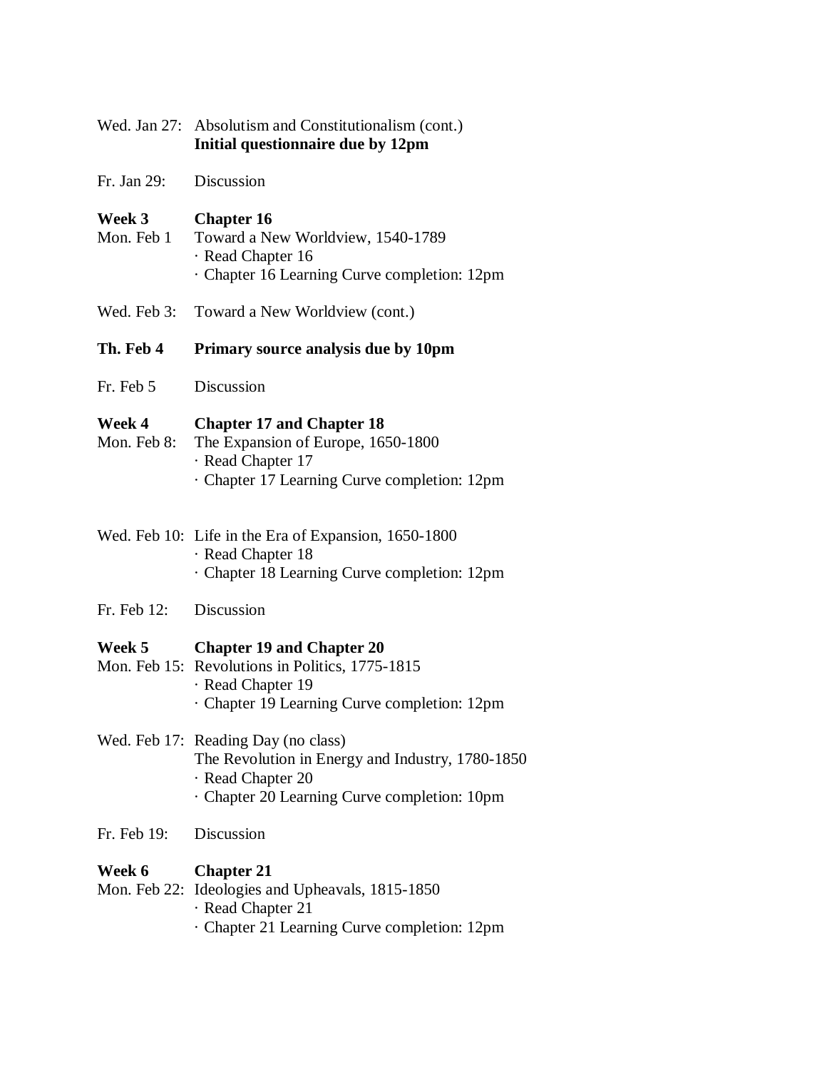Wed. Jan 27: Absolutism and Constitutionalism (cont.)
**Initial questionnaire due by 12pm**

Fr. Jan 29: Discussion

**Week 3** **Chapter 16**

Mon. Feb 1 Toward a New Worldview, 1540-1789
· Read Chapter 16
· Chapter 16 Learning Curve completion: 12pm

Wed. Feb 3: Toward a New Worldview (cont.)

**Th. Feb 4** **Primary source analysis due by 10pm**

Fr. Feb 5 Discussion

**Week 4** **Chapter 17 and Chapter 18**

Mon. Feb 8: The Expansion of Europe, 1650-1800
· Read Chapter 17
· Chapter 17 Learning Curve completion: 12pm

Wed. Feb 10: Life in the Era of Expansion, 1650-1800
· Read Chapter 18
· Chapter 18 Learning Curve completion: 12pm

Fr. Feb 12: Discussion

**Week 5** **Chapter 19 and Chapter 20**

Mon. Feb 15: Revolutions in Politics, 1775-1815
· Read Chapter 19
· Chapter 19 Learning Curve completion: 12pm

Wed. Feb 17: Reading Day (no class)
The Revolution in Energy and Industry, 1780-1850
· Read Chapter 20
· Chapter 20 Learning Curve completion: 10pm

Fr. Feb 19: Discussion

**Week 6** **Chapter 21**

Mon. Feb 22: Ideologies and Upheavals, 1815-1850
· Read Chapter 21
· Chapter 21 Learning Curve completion: 12pm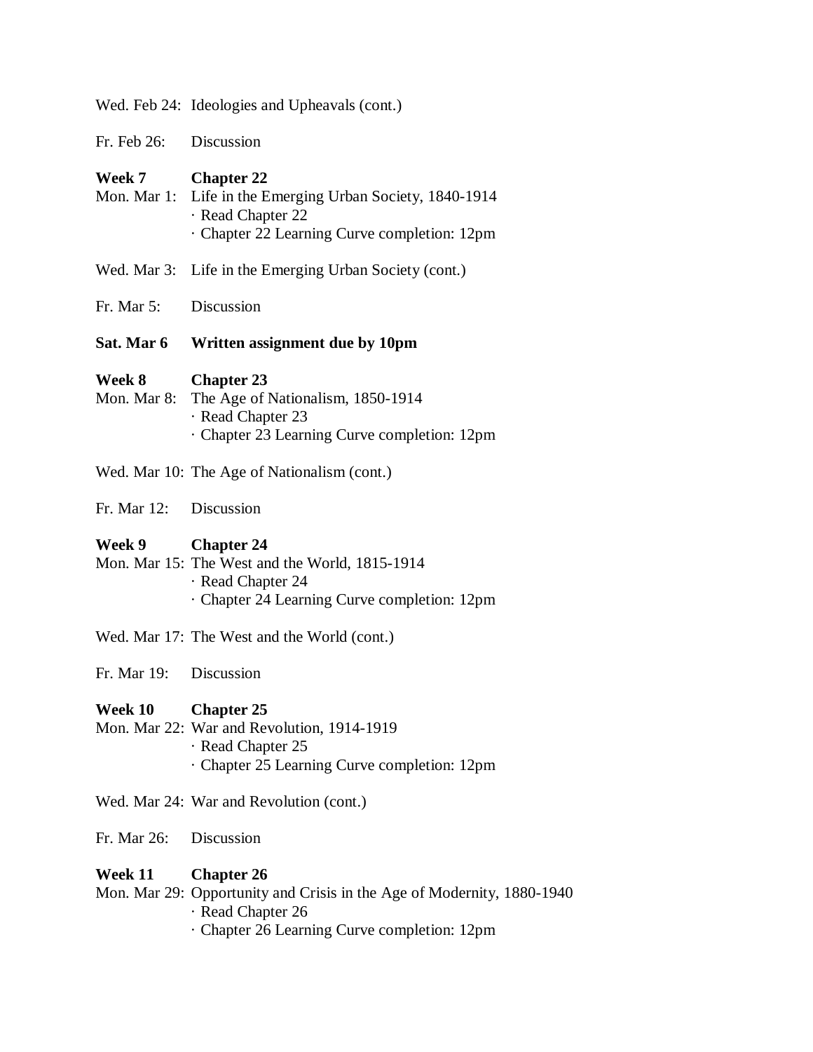Wed. Feb 24: Ideologies and Upheavals (cont.)

Fr. Feb 26: Discussion

**Week 7 Chapter 22**

Mon. Mar 1: Life in the Emerging Urban Society, 1840-1914
- · Read Chapter 22
- · Chapter 22 Learning Curve completion: 12pm

Wed. Mar 3: Life in the Emerging Urban Society (cont.)

Fr. Mar 5: Discussion

**Sat. Mar 6 Written assignment due by 10pm**

**Week 8 Chapter 23**

Mon. Mar 8: The Age of Nationalism, 1850-1914
- · Read Chapter 23
- · Chapter 23 Learning Curve completion: 12pm

Wed. Mar 10: The Age of Nationalism (cont.)

Fr. Mar 12: Discussion

**Week 9 Chapter 24**

Mon. Mar 15: The West and the World, 1815-1914
- · Read Chapter 24
- · Chapter 24 Learning Curve completion: 12pm

Wed. Mar 17: The West and the World (cont.)

Fr. Mar 19: Discussion

**Week 10 Chapter 25**

Mon. Mar 22: War and Revolution, 1914-1919
- · Read Chapter 25
- · Chapter 25 Learning Curve completion: 12pm

Wed. Mar 24: War and Revolution (cont.)

Fr. Mar 26: Discussion

**Week 11 Chapter 26**

Mon. Mar 29: Opportunity and Crisis in the Age of Modernity, 1880-1940
- · Read Chapter 26
- · Chapter 26 Learning Curve completion: 12pm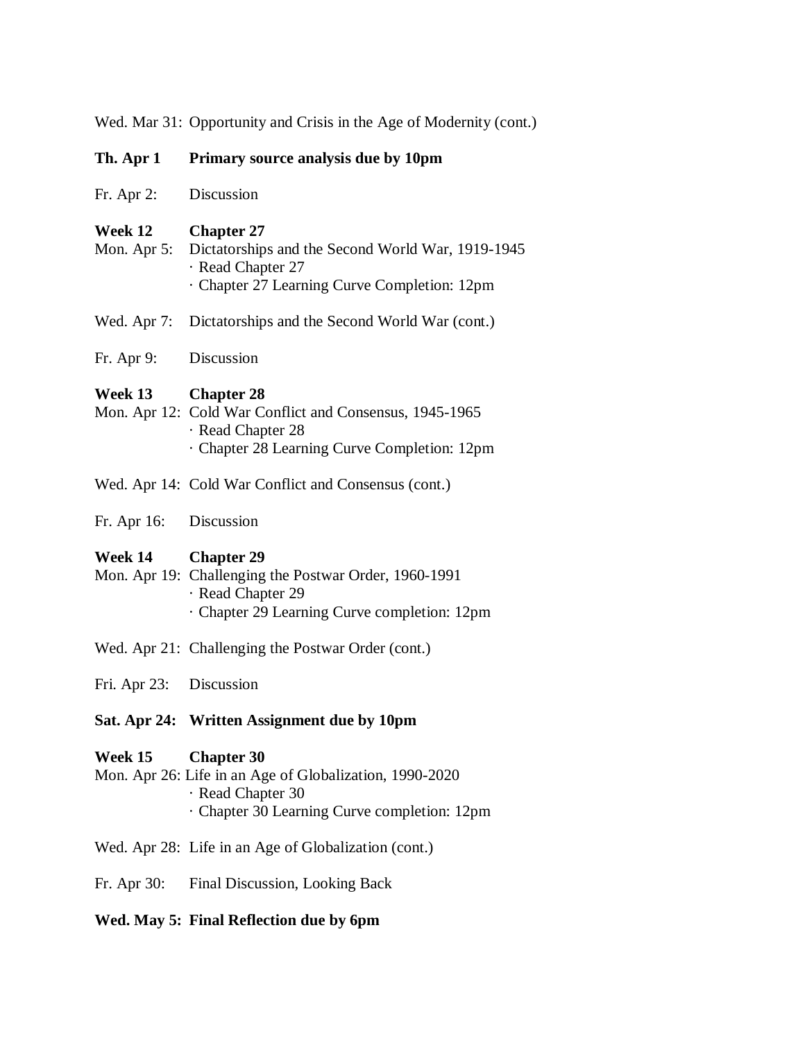Wed. Mar 31: Opportunity and Crisis in the Age of Modernity (cont.)

**Th. Apr 1 Primary source analysis due by 10pm**

Fr. Apr 2: Discussion

**Week 12 Chapter 27**

Mon. Apr 5: Dictatorships and the Second World War, 1919-1945
- · Read Chapter 27
- · Chapter 27 Learning Curve Completion: 12pm

Wed. Apr 7: Dictatorships and the Second World War (cont.)

Fr. Apr 9: Discussion

**Week 13 Chapter 28**

Mon. Apr 12: Cold War Conflict and Consensus, 1945-1965
- · Read Chapter 28
- · Chapter 28 Learning Curve Completion: 12pm

Wed. Apr 14: Cold War Conflict and Consensus (cont.)

Fr. Apr 16: Discussion

**Week 14 Chapter 29**

Mon. Apr 19: Challenging the Postwar Order, 1960-1991
- · Read Chapter 29
- · Chapter 29 Learning Curve completion: 12pm

Wed. Apr 21: Challenging the Postwar Order (cont.)

Fri. Apr 23: Discussion

**Sat. Apr 24: Written Assignment due by 10pm**

**Week 15 Chapter 30**

Mon. Apr 26: Life in an Age of Globalization, 1990-2020
- · Read Chapter 30
- · Chapter 30 Learning Curve completion: 12pm

Wed. Apr 28: Life in an Age of Globalization (cont.)

Fr. Apr 30: Final Discussion, Looking Back

**Wed. May 5: Final Reflection due by 6pm**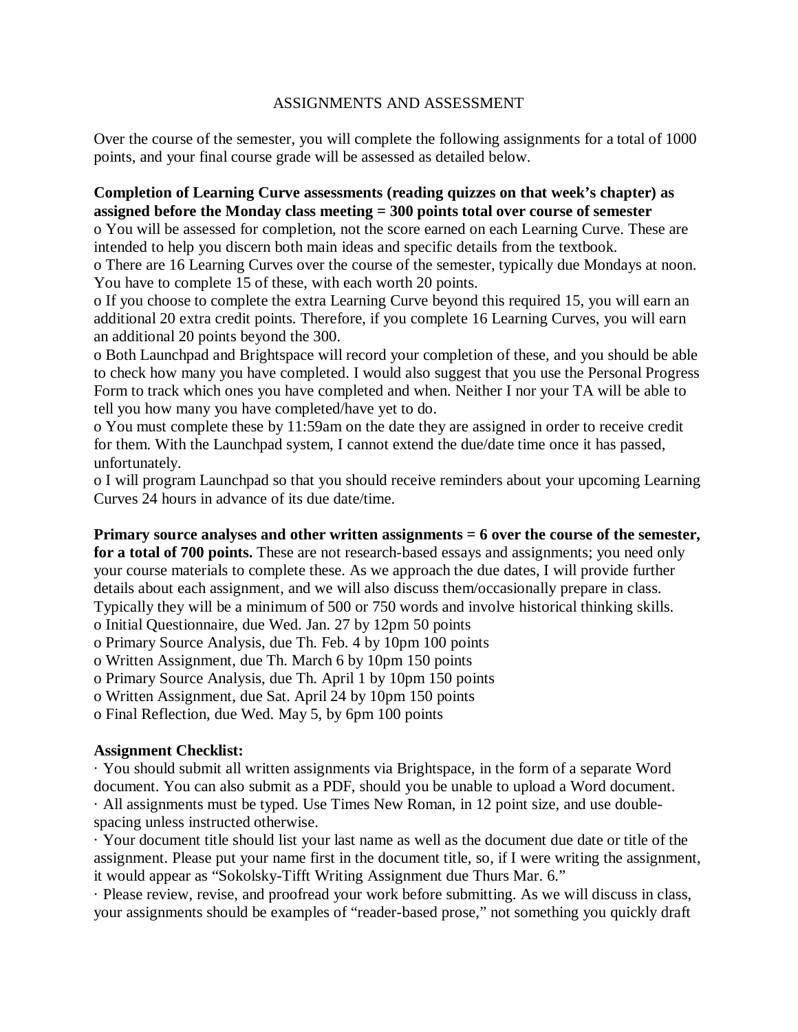ASSIGNMENTS AND ASSESSMENT

Over the course of the semester, you will complete the following assignments for a total of 1000 points, and your final course grade will be assessed as detailed below.

**Completion of Learning Curve assessments (reading quizzes on that week's chapter) as assigned before the Monday class meeting = 300 points total over course of semester**

- You will be assessed for completion, not the score earned on each Learning Curve. These are intended to help you discern both main ideas and specific details from the textbook.
- There are 16 Learning Curves over the course of the semester, typically due Mondays at noon. You have to complete 15 of these, with each worth 20 points.
- If you choose to complete the extra Learning Curve beyond this required 15, you will earn an additional 20 extra credit points. Therefore, if you complete 16 Learning Curves, you will earn an additional 20 points beyond the 300.
- Both Launchpad and Brightspace will record your completion of these, and you should be able to check how many you have completed. I would also suggest that you use the Personal Progress Form to track which ones you have completed and when. Neither I nor your TA will be able to tell you how many you have completed/have yet to do.
- You must complete these by 11:59am on the date they are assigned in order to receive credit for them. With the Launchpad system, I cannot extend the due/date time once it has passed, unfortunately.
- I will program Launchpad so that you should receive reminders about your upcoming Learning Curves 24 hours in advance of its due date/time.

**Primary source analyses and other written assignments = 6 over the course of the semester, for a total of 700 points.** These are not research-based essays and assignments; you need only your course materials to complete these. As we approach the due dates, I will provide further details about each assignment, and we will also discuss them/occasionally prepare in class. Typically they will be a minimum of 500 or 750 words and involve historical thinking skills.

- Initial Questionnaire, due Wed. Jan. 27 by 12pm 50 points
- Primary Source Analysis, due Th. Feb. 4 by 10pm 100 points
- Written Assignment, due Th. March 6 by 10pm 150 points
- Primary Source Analysis, due Th. April 1 by 10pm 150 points
- Written Assignment, due Sat. April 24 by 10pm 150 points
- Final Reflection, due Wed. May 5, by 6pm 100 points

**Assignment Checklist:**

- You should submit all written assignments via Brightspace, in the form of a separate Word document. You can also submit as a PDF, should you be unable to upload a Word document.
- All assignments must be typed. Use Times New Roman, in 12 point size, and use double-spacing unless instructed otherwise.
- Your document title should list your last name as well as the document due date or title of the assignment. Please put your name first in the document title, so, if I were writing the assignment, it would appear as "Sokolsky-Tifft Writing Assignment due Thurs Mar. 6."
- Please review, revise, and proofread your work before submitting. As we will discuss in class, your assignments should be examples of "reader-based prose," not something you quickly draft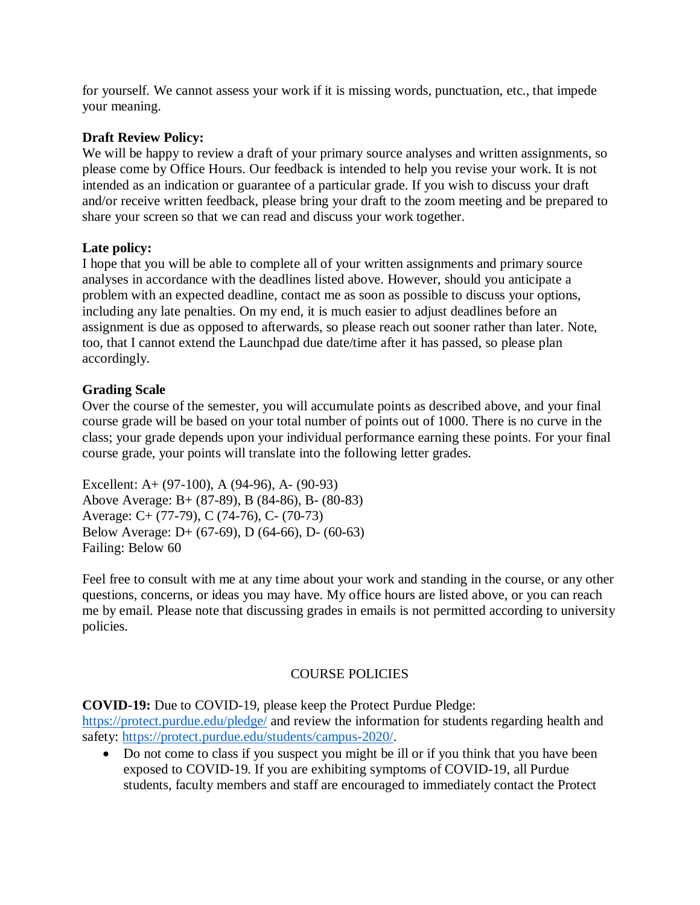for yourself. We cannot assess your work if it is missing words, punctuation, etc., that impede your meaning.

**Draft Review Policy:**
We will be happy to review a draft of your primary source analyses and written assignments, so please come by Office Hours. Our feedback is intended to help you revise your work. It is not intended as an indication or guarantee of a particular grade. If you wish to discuss your draft and/or receive written feedback, please bring your draft to the zoom meeting and be prepared to share your screen so that we can read and discuss your work together.

**Late policy:**
I hope that you will be able to complete all of your written assignments and primary source analyses in accordance with the deadlines listed above. However, should you anticipate a problem with an expected deadline, contact me as soon as possible to discuss your options, including any late penalties. On my end, it is much easier to adjust deadlines before an assignment is due as opposed to afterwards, so please reach out sooner rather than later. Note, too, that I cannot extend the Launchpad due date/time after it has passed, so please plan accordingly.

**Grading Scale**
Over the course of the semester, you will accumulate points as described above, and your final course grade will be based on your total number of points out of 1000. There is no curve in the class; your grade depends upon your individual performance earning these points. For your final course grade, your points will translate into the following letter grades.

Excellent: A+ (97-100), A (94-96), A- (90-93)
Above Average: B+ (87-89), B (84-86), B- (80-83)
Average: C+ (77-79), C (74-76), C- (70-73)
Below Average: D+ (67-69), D (64-66), D- (60-63)
Failing: Below 60

Feel free to consult with me at any time about your work and standing in the course, or any other questions, concerns, or ideas you may have. My office hours are listed above, or you can reach me by email. Please note that discussing grades in emails is not permitted according to university policies.

## COURSE POLICIES

**COVID-19:** Due to COVID-19, please keep the Protect Purdue Pledge: https://protect.purdue.edu/pledge/ and review the information for students regarding health and safety: https://protect.purdue.edu/students/campus-2020/.

- Do not come to class if you suspect you might be ill or if you think that you have been exposed to COVID-19. If you are exhibiting symptoms of COVID-19, all Purdue students, faculty members and staff are encouraged to immediately contact the Protect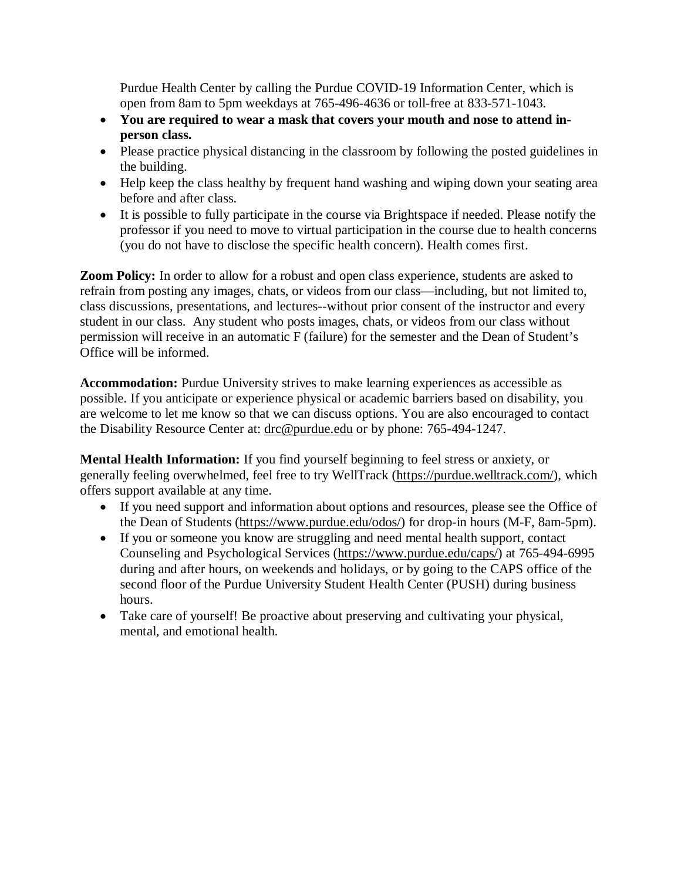Purdue Health Center by calling the Purdue COVID-19 Information Center, which is open from 8am to 5pm weekdays at 765-496-4636 or toll-free at 833-571-1043.

- **You are required to wear a mask that covers your mouth and nose to attend in-person class.**
- Please practice physical distancing in the classroom by following the posted guidelines in the building.
- Help keep the class healthy by frequent hand washing and wiping down your seating area before and after class.
- It is possible to fully participate in the course via Brightspace if needed. Please notify the professor if you need to move to virtual participation in the course due to health concerns (you do not have to disclose the specific health concern). Health comes first.

**Zoom Policy:** In order to allow for a robust and open class experience, students are asked to refrain from posting any images, chats, or videos from our class—including, but not limited to, class discussions, presentations, and lectures--without prior consent of the instructor and every student in our class. Any student who posts images, chats, or videos from our class without permission will receive in an automatic F (failure) for the semester and the Dean of Student's Office will be informed.

**Accommodation:** Purdue University strives to make learning experiences as accessible as possible. If you anticipate or experience physical or academic barriers based on disability, you are welcome to let me know so that we can discuss options. You are also encouraged to contact the Disability Resource Center at: drc@purdue.edu or by phone: 765-494-1247.

**Mental Health Information:** If you find yourself beginning to feel stress or anxiety, or generally feeling overwhelmed, feel free to try WellTrack (https://purdue.welltrack.com/), which offers support available at any time.

- If you need support and information about options and resources, please see the Office of the Dean of Students (https://www.purdue.edu/odos/) for drop-in hours (M-F, 8am-5pm).
- If you or someone you know are struggling and need mental health support, contact Counseling and Psychological Services (https://www.purdue.edu/caps/) at 765-494-6995 during and after hours, on weekends and holidays, or by going to the CAPS office of the second floor of the Purdue University Student Health Center (PUSH) during business hours.
- Take care of yourself! Be proactive about preserving and cultivating your physical, mental, and emotional health.